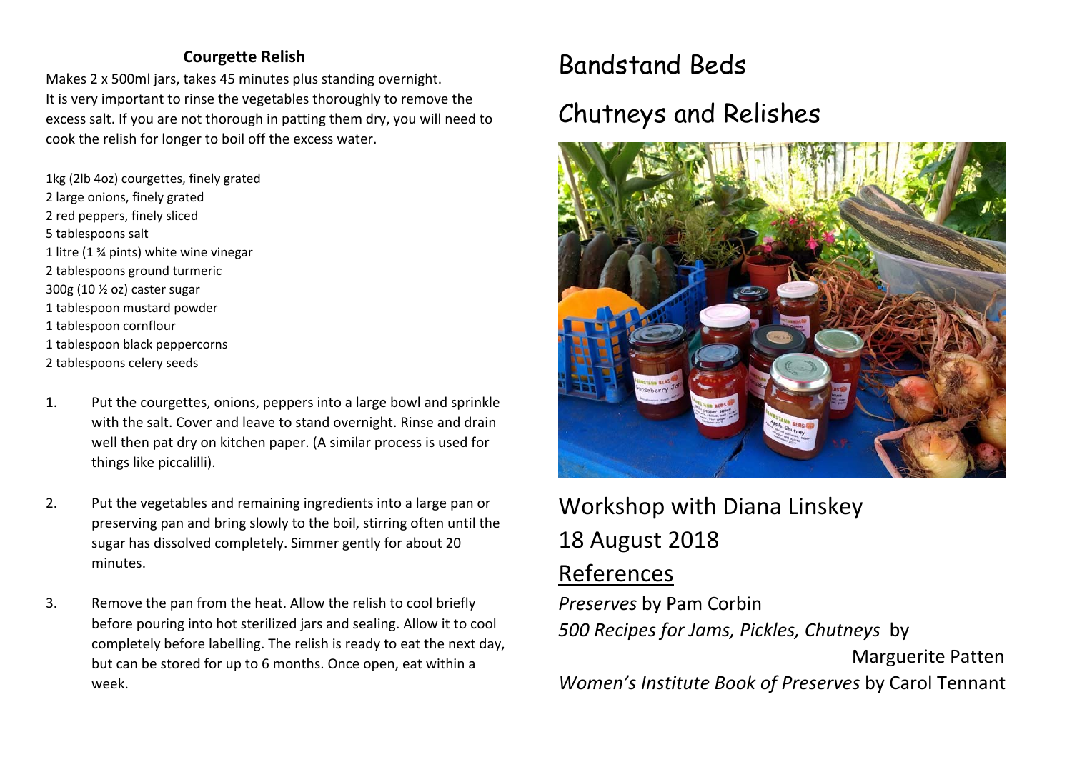## Courgette Relish

Makes 2 x 500ml jars, takes 45 minutes plus standing overnight.
It is very important to rinse the vegetables thoroughly to remove the excess salt. If you are not thorough in patting them dry, you will need to cook the relish for longer to boil off the excess water.

1kg (2lb 4oz) courgettes, finely grated
2 large onions, finely grated
2 red peppers, finely sliced
5 tablespoons salt
1 litre (1 ¾ pints) white wine vinegar
2 tablespoons ground turmeric
300g (10 ½ oz) caster sugar
1 tablespoon mustard powder
1 tablespoon cornflour
1 tablespoon black peppercorns
2 tablespoons celery seeds

1. Put the courgettes, onions, peppers into a large bowl and sprinkle with the salt. Cover and leave to stand overnight. Rinse and drain well then pat dry on kitchen paper. (A similar process is used for things like piccalilli).

2. Put the vegetables and remaining ingredients into a large pan or preserving pan and bring slowly to the boil, stirring often until the sugar has dissolved completely. Simmer gently for about 20 minutes.

3. Remove the pan from the heat. Allow the relish to cool briefly before pouring into hot sterilized jars and sealing. Allow it to cool completely before labelling. The relish is ready to eat the next day, but can be stored for up to 6 months. Once open, eat within a week.

# Bandstand Beds

# Chutneys and Relishes

Workshop with Diana Linskey
18 August 2018

## References

*Preserves* by Pam Corbin
*500 Recipes for Jams, Pickles, Chutneys* by Marguerite Patten
*Women's Institute Book of Preserves* by Carol Tennant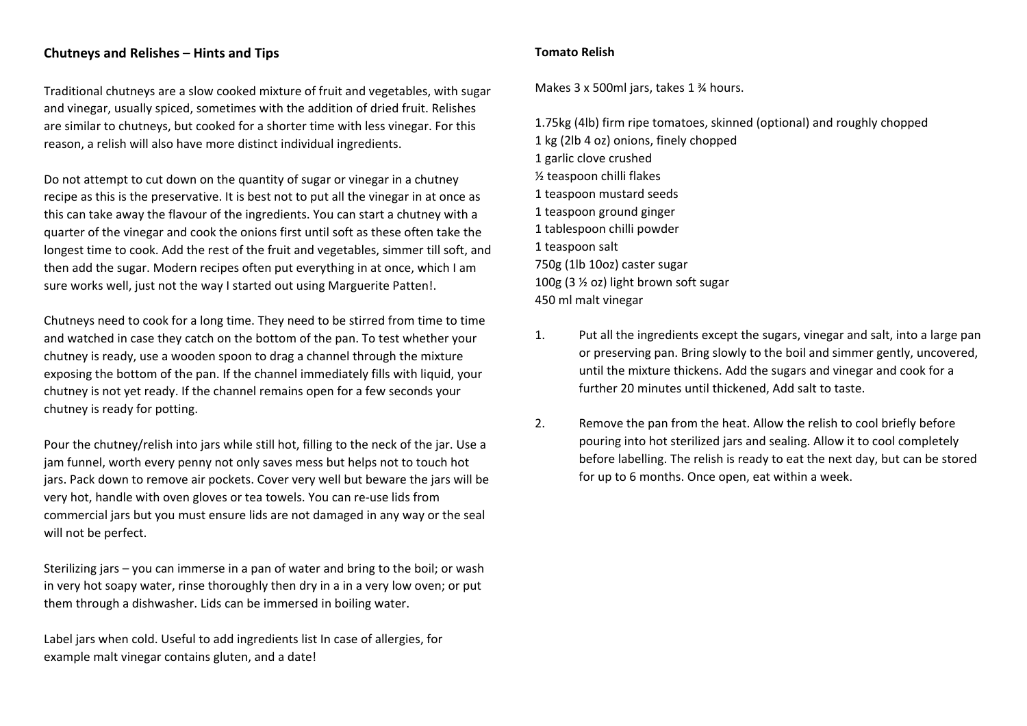## Chutneys and Relishes – Hints and Tips

Traditional chutneys are a slow cooked mixture of fruit and vegetables, with sugar and vinegar, usually spiced, sometimes with the addition of dried fruit. Relishes are similar to chutneys, but cooked for a shorter time with less vinegar. For this reason, a relish will also have more distinct individual ingredients.

Do not attempt to cut down on the quantity of sugar or vinegar in a chutney recipe as this is the preservative. It is best not to put all the vinegar in at once as this can take away the flavour of the ingredients. You can start a chutney with a quarter of the vinegar and cook the onions first until soft as these often take the longest time to cook. Add the rest of the fruit and vegetables, simmer till soft, and then add the sugar. Modern recipes often put everything in at once, which I am sure works well, just not the way I started out using Marguerite Patten!.

Chutneys need to cook for a long time. They need to be stirred from time to time and watched in case they catch on the bottom of the pan. To test whether your chutney is ready, use a wooden spoon to drag a channel through the mixture exposing the bottom of the pan. If the channel immediately fills with liquid, your chutney is not yet ready. If the channel remains open for a few seconds your chutney is ready for potting.

Pour the chutney/relish into jars while still hot, filling to the neck of the jar. Use a jam funnel, worth every penny not only saves mess but helps not to touch hot jars. Pack down to remove air pockets. Cover very well but beware the jars will be very hot, handle with oven gloves or tea towels. You can re-use lids from commercial jars but you must ensure lids are not damaged in any way or the seal will not be perfect.

Sterilizing jars – you can immerse in a pan of water and bring to the boil; or wash in very hot soapy water, rinse thoroughly then dry in a in a very low oven; or put them through a dishwasher. Lids can be immersed in boiling water.

Label jars when cold. Useful to add ingredients list In case of allergies, for example malt vinegar contains gluten, and a date!

## Tomato Relish

Makes 3 x 500ml jars, takes 1 ¾ hours.

1.75kg (4lb) firm ripe tomatoes, skinned (optional) and roughly chopped
1 kg (2lb 4 oz) onions, finely chopped
1 garlic clove crushed
½ teaspoon chilli flakes
1 teaspoon mustard seeds
1 teaspoon ground ginger
1 tablespoon chilli powder
1 teaspoon salt
750g (1lb 10oz) caster sugar
100g (3 ½ oz) light brown soft sugar
450 ml malt vinegar

1. Put all the ingredients except the sugars, vinegar and salt, into a large pan or preserving pan. Bring slowly to the boil and simmer gently, uncovered, until the mixture thickens. Add the sugars and vinegar and cook for a further 20 minutes until thickened, Add salt to taste.

2. Remove the pan from the heat. Allow the relish to cool briefly before pouring into hot sterilized jars and sealing. Allow it to cool completely before labelling. The relish is ready to eat the next day, but can be stored for up to 6 months. Once open, eat within a week.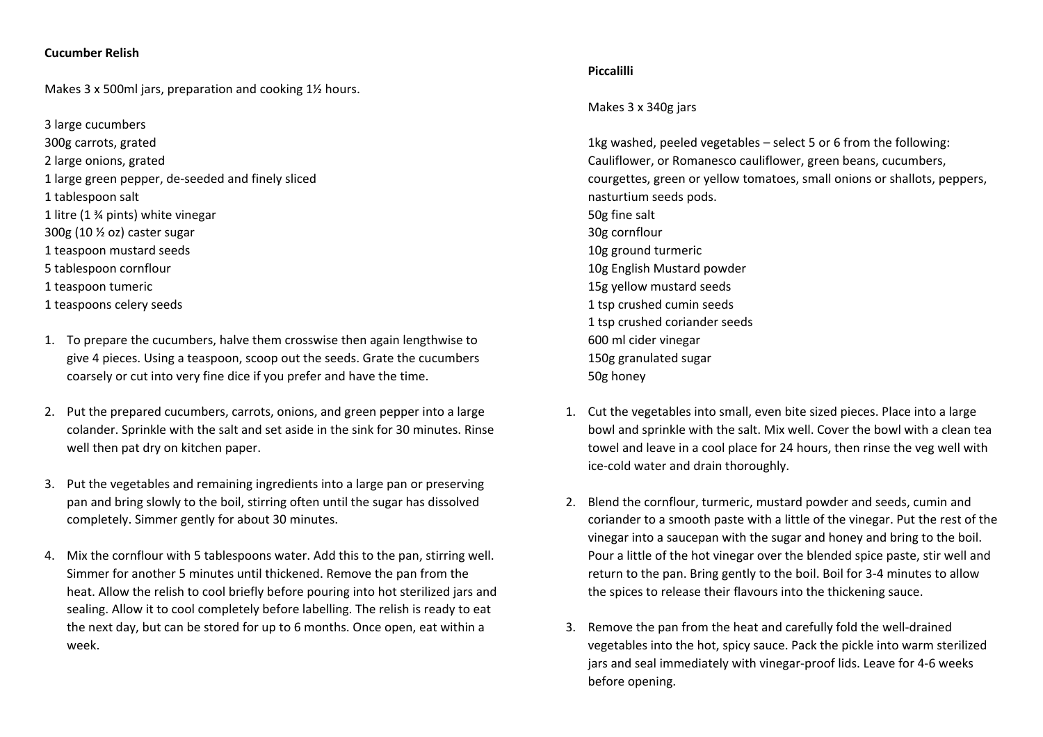**Cucumber Relish**

Makes 3 x 500ml jars, preparation and cooking 1½ hours.

3 large cucumbers
300g carrots, grated
2 large onions, grated
1 large green pepper, de-seeded and finely sliced
1 tablespoon salt
1 litre (1 ¾ pints) white vinegar
300g (10 ½ oz) caster sugar
1 teaspoon mustard seeds
5 tablespoon cornflour
1 teaspoon tumeric
1 teaspoons celery seeds

1. To prepare the cucumbers, halve them crosswise then again lengthwise to give 4 pieces. Using a teaspoon, scoop out the seeds. Grate the cucumbers coarsely or cut into very fine dice if you prefer and have the time.

2. Put the prepared cucumbers, carrots, onions, and green pepper into a large colander. Sprinkle with the salt and set aside in the sink for 30 minutes. Rinse well then pat dry on kitchen paper.

3. Put the vegetables and remaining ingredients into a large pan or preserving pan and bring slowly to the boil, stirring often until the sugar has dissolved completely. Simmer gently for about 30 minutes.

4. Mix the cornflour with 5 tablespoons water. Add this to the pan, stirring well. Simmer for another 5 minutes until thickened. Remove the pan from the heat. Allow the relish to cool briefly before pouring into hot sterilized jars and sealing. Allow it to cool completely before labelling. The relish is ready to eat the next day, but can be stored for up to 6 months. Once open, eat within a week.

**Piccalilli**

Makes 3 x 340g jars

1kg washed, peeled vegetables – select 5 or 6 from the following: Cauliflower, or Romanesco cauliflower, green beans, cucumbers, courgettes, green or yellow tomatoes, small onions or shallots, peppers, nasturtium seeds pods.
50g fine salt
30g cornflour
10g ground turmeric
10g English Mustard powder
15g yellow mustard seeds
1 tsp crushed cumin seeds
1 tsp crushed coriander seeds
600 ml cider vinegar
150g granulated sugar
50g honey

1. Cut the vegetables into small, even bite sized pieces. Place into a large bowl and sprinkle with the salt. Mix well. Cover the bowl with a clean tea towel and leave in a cool place for 24 hours, then rinse the veg well with ice-cold water and drain thoroughly.

2. Blend the cornflour, turmeric, mustard powder and seeds, cumin and coriander to a smooth paste with a little of the vinegar. Put the rest of the vinegar into a saucepan with the sugar and honey and bring to the boil. Pour a little of the hot vinegar over the blended spice paste, stir well and return to the pan. Bring gently to the boil. Boil for 3-4 minutes to allow the spices to release their flavours into the thickening sauce.

3. Remove the pan from the heat and carefully fold the well-drained vegetables into the hot, spicy sauce. Pack the pickle into warm sterilized jars and seal immediately with vinegar-proof lids. Leave for 4-6 weeks before opening.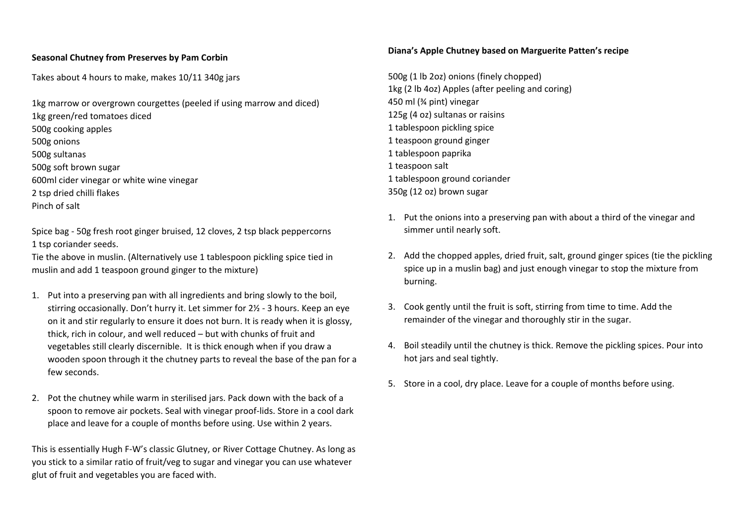**Seasonal Chutney from Preserves by Pam Corbin**

Takes about 4 hours to make, makes 10/11 340g jars

1kg marrow or overgrown courgettes (peeled if using marrow and diced)
1kg green/red tomatoes diced
500g cooking apples
500g onions
500g sultanas
500g soft brown sugar
600ml cider vinegar or white wine vinegar
2 tsp dried chilli flakes
Pinch of salt

Spice bag - 50g fresh root ginger bruised, 12 cloves, 2 tsp black peppercorns
1 tsp coriander seeds.
Tie the above in muslin. (Alternatively use 1 tablespoon pickling spice tied in muslin and add 1 teaspoon ground ginger to the mixture)

1. Put into a preserving pan with all ingredients and bring slowly to the boil, stirring occasionally. Don't hurry it. Let simmer for 2½ - 3 hours. Keep an eye on it and stir regularly to ensure it does not burn. It is ready when it is glossy, thick, rich in colour, and well reduced – but with chunks of fruit and vegetables still clearly discernible. It is thick enough when if you draw a wooden spoon through it the chutney parts to reveal the base of the pan for a few seconds.

2. Pot the chutney while warm in sterilised jars. Pack down with the back of a spoon to remove air pockets. Seal with vinegar proof-lids. Store in a cool dark place and leave for a couple of months before using. Use within 2 years.

This is essentially Hugh F-W's classic Glutney, or River Cottage Chutney. As long as you stick to a similar ratio of fruit/veg to sugar and vinegar you can use whatever glut of fruit and vegetables you are faced with.

**Diana's Apple Chutney based on Marguerite Patten's recipe**

500g (1 lb 2oz) onions (finely chopped)
1kg (2 lb 4oz) Apples (after peeling and coring)
450 ml (¾ pint) vinegar
125g (4 oz) sultanas or raisins
1 tablespoon pickling spice
1 teaspoon ground ginger
1 tablespoon paprika
1 teaspoon salt
1 tablespoon ground coriander
350g (12 oz) brown sugar

1. Put the onions into a preserving pan with about a third of the vinegar and simmer until nearly soft.

2. Add the chopped apples, dried fruit, salt, ground ginger spices (tie the pickling spice up in a muslin bag) and just enough vinegar to stop the mixture from burning.

3. Cook gently until the fruit is soft, stirring from time to time. Add the remainder of the vinegar and thoroughly stir in the sugar.

4. Boil steadily until the chutney is thick. Remove the pickling spices. Pour into hot jars and seal tightly.

5. Store in a cool, dry place. Leave for a couple of months before using.